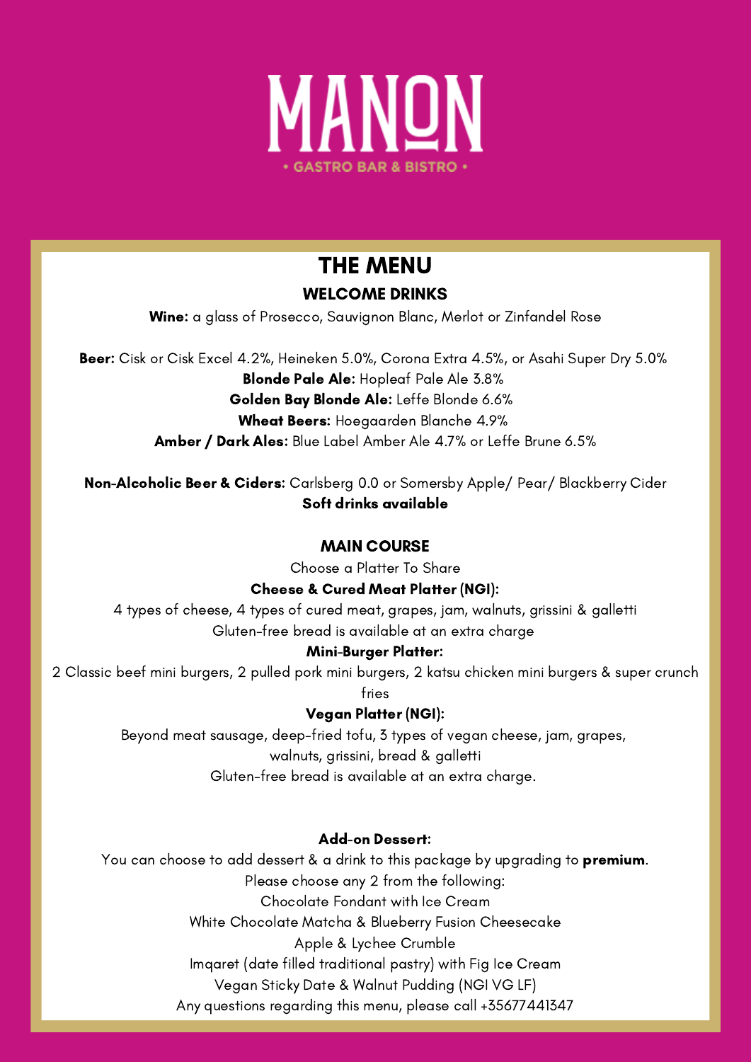# MANON

• GASTRO BAR & BISTRO •

## THE MENU

### WELCOME DRINKS

**Wine:** a glass of Prosecco, Sauvignon Blanc, Merlot or Zinfandel Rose

**Beer:** Cisk or Cisk Excel 4.2%, Heineken 5.0%, Corona Extra 4.5%, or Asahi Super Dry 5.0%
**Blonde Pale Ale:** Hopleaf Pale Ale 3.8%
**Golden Bay Blonde Ale:** Leffe Blonde 6.6%
**Wheat Beers:** Hoegaarden Blanche 4.9%
**Amber / Dark Ales:** Blue Label Amber Ale 4.7% or Leffe Brune 6.5%

**Non-Alcoholic Beer & Ciders:** Carlsberg 0.0 or Somersby Apple/ Pear/ Blackberry Cider
**Soft drinks available**

### MAIN COURSE

Choose a Platter To Share

**Cheese & Cured Meat Platter (NGI):**
4 types of cheese, 4 types of cured meat, grapes, jam, walnuts, grissini & galletti
Gluten-free bread is available at an extra charge

**Mini-Burger Platter:**
2 Classic beef mini burgers, 2 pulled pork mini burgers, 2 katsu chicken mini burgers & super crunch fries

**Vegan Platter (NGI):**
Beyond meat sausage, deep-fried tofu, 3 types of vegan cheese, jam, grapes, walnuts, grissini, bread & galletti
Gluten-free bread is available at an extra charge.

**Add-on Dessert:**
You can choose to add dessert & a drink to this package by upgrading to **premium**.
Please choose any 2 from the following:
Chocolate Fondant with Ice Cream
White Chocolate Matcha & Blueberry Fusion Cheesecake
Apple & Lychee Crumble
Imqaret (date filled traditional pastry) with Fig Ice Cream
Vegan Sticky Date & Walnut Pudding (NGI VG LF)
Any questions regarding this menu, please call +35677441347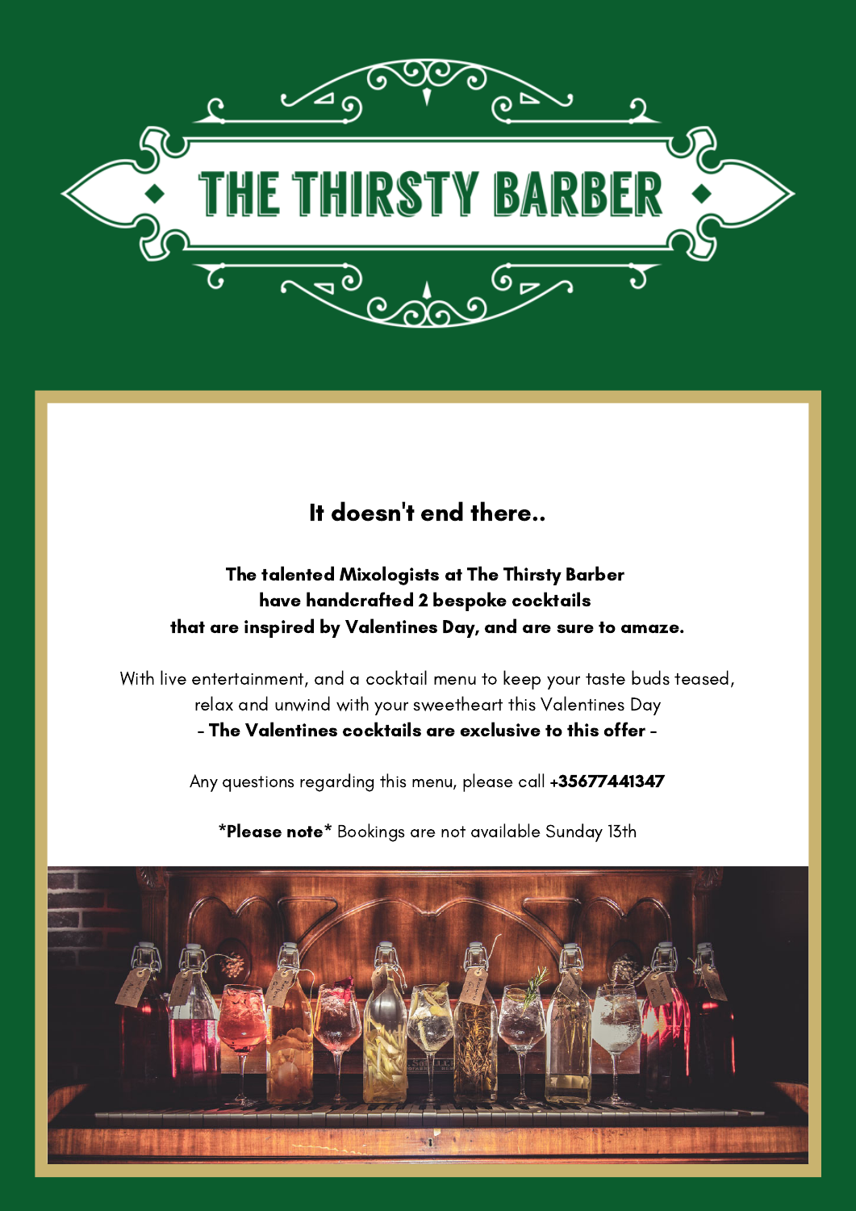# THE THIRSTY BARBER

## It doesn't end there..

**The talented Mixologists at The Thirsty Barber have handcrafted 2 bespoke cocktails that are inspired by Valentines Day, and are sure to amaze.**

With live entertainment, and a cocktail menu to keep your taste buds teased, relax and unwind with your sweetheart this Valentines Day

**- The Valentines cocktails are exclusive to this offer -**

Any questions regarding this menu, please call **+35677441347**

***Please note*** Bookings are not available Sunday 13th